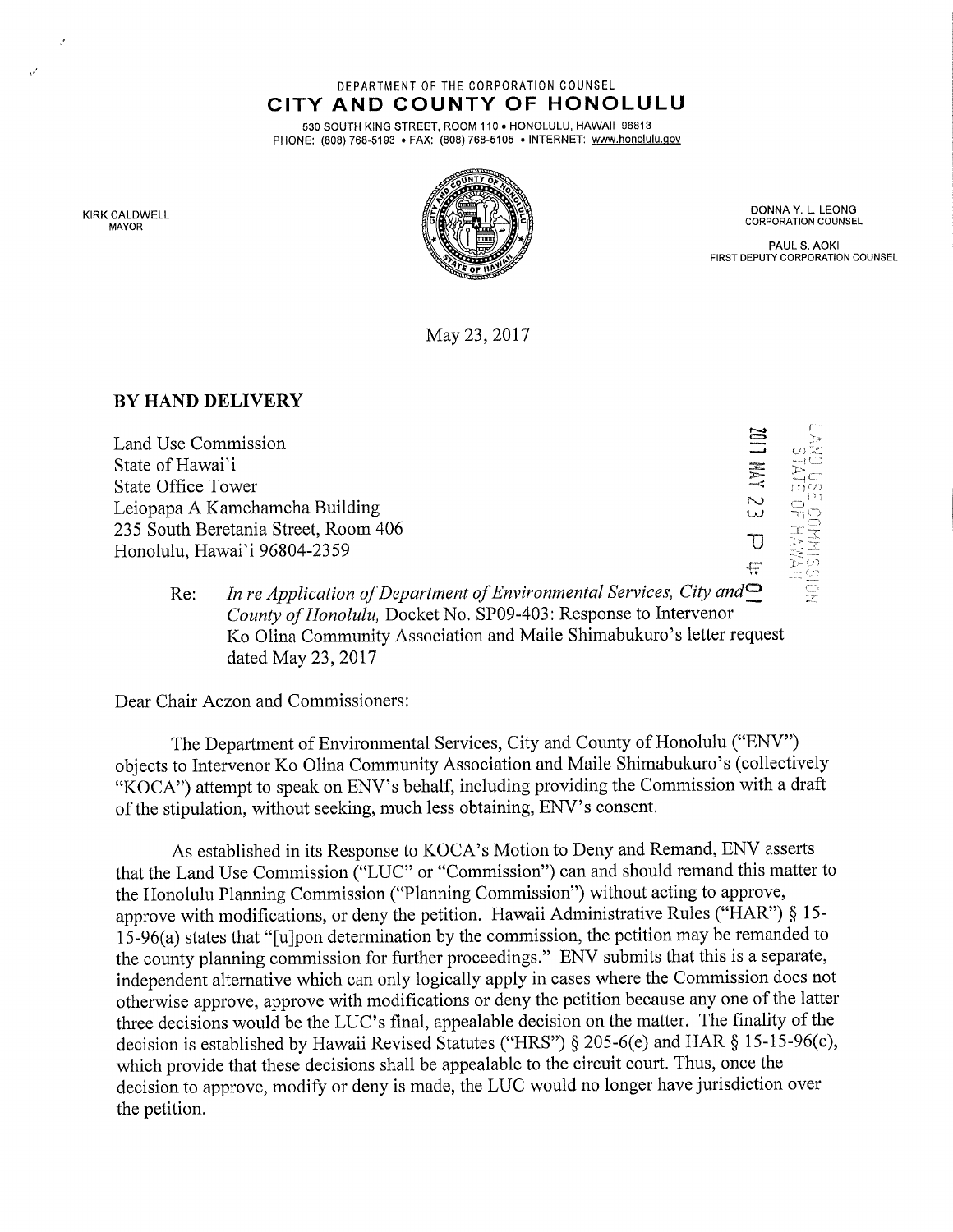DEPARTMENT OF THE CORPORATION COUNSEL

# CITY AND COUNTY OF HONOLULU

530 SOUTH KING STREET, ROOM 110 • HONOLULU, HAWAII 96813
PHONE: (808) 768-5193 • FAX: (808) 768-5105 • INTERNET: www.honolulu.gov

KIRK CALDWELL
MAYOR

DONNA Y. L. LEONG
CORPORATION COUNSEL

PAUL S. AOKI
FIRST DEPUTY CORPORATION COUNSEL

May 23, 2017

**BY HAND DELIVERY**

2017 MAY 23 P 4:01
LAND USE COMMISSION
STATE OF HAWAII

Land Use Commission
State of Hawai'i
State Office Tower
Leiopapa A Kamehameha Building
235 South Beretania Street, Room 406
Honolulu, Hawai'i 96804-2359

Re: *In re Application of Department of Environmental Services, City and County of Honolulu,* Docket No. SP09-403: Response to Intervenor Ko Olina Community Association and Maile Shimabukuro's letter request dated May 23, 2017

Dear Chair Aczon and Commissioners:

The Department of Environmental Services, City and County of Honolulu ("ENV") objects to Intervenor Ko Olina Community Association and Maile Shimabukuro's (collectively "KOCA") attempt to speak on ENV's behalf, including providing the Commission with a draft of the stipulation, without seeking, much less obtaining, ENV's consent.

As established in its Response to KOCA's Motion to Deny and Remand, ENV asserts that the Land Use Commission ("LUC" or "Commission") can and should remand this matter to the Honolulu Planning Commission ("Planning Commission") without acting to approve, approve with modifications, or deny the petition. Hawaii Administrative Rules ("HAR") § 15-15-96(a) states that "[u]pon determination by the commission, the petition may be remanded to the county planning commission for further proceedings." ENV submits that this is a separate, independent alternative which can only logically apply in cases where the Commission does not otherwise approve, approve with modifications or deny the petition because any one of the latter three decisions would be the LUC's final, appealable decision on the matter. The finality of the decision is established by Hawaii Revised Statutes ("HRS") § 205-6(e) and HAR § 15-15-96(c), which provide that these decisions shall be appealable to the circuit court. Thus, once the decision to approve, modify or deny is made, the LUC would no longer have jurisdiction over the petition.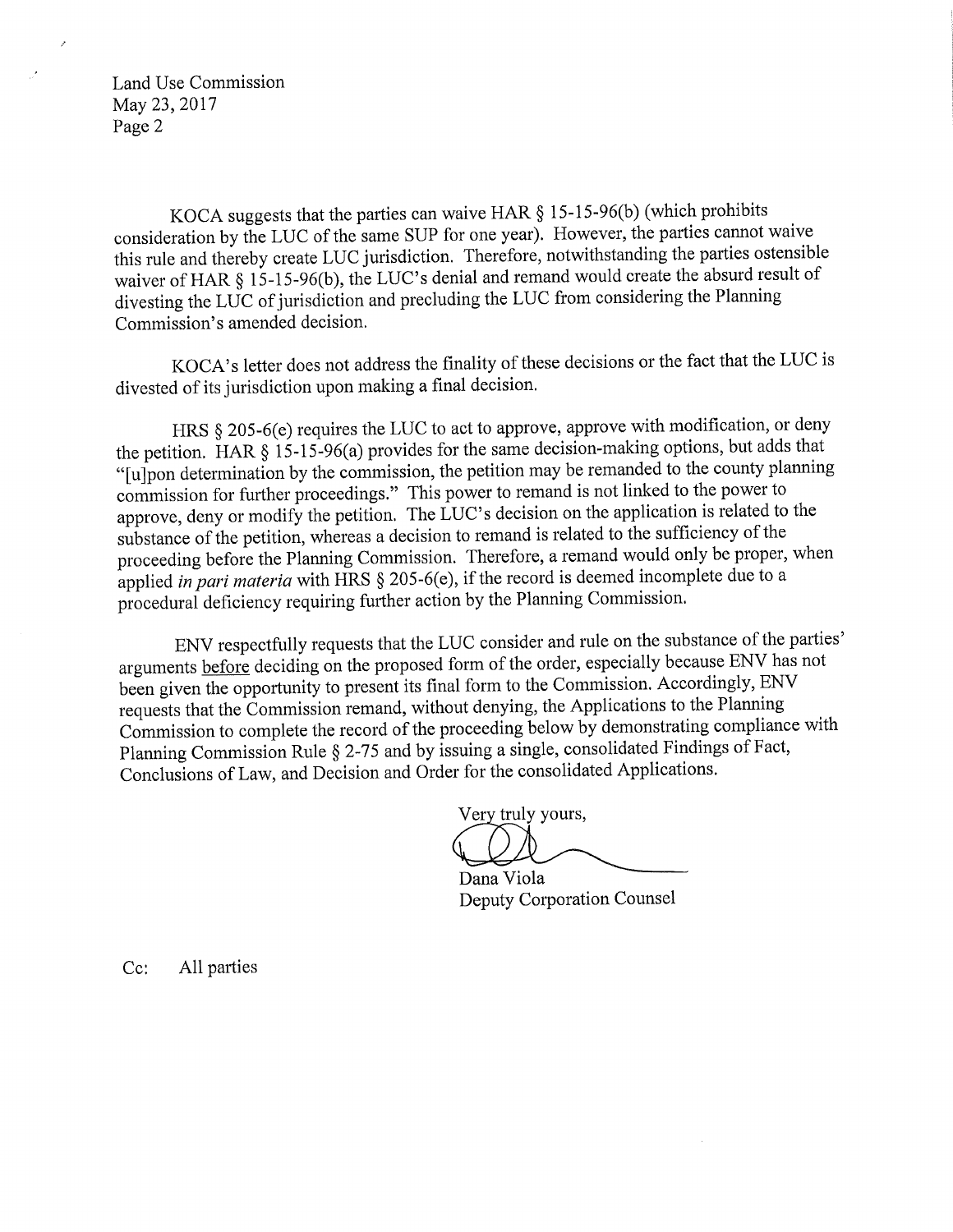KOCA suggests that the parties can waive HAR § 15-15-96(b) (which prohibits consideration by the LUC of the same SUP for one year). However, the parties cannot waive this rule and thereby create LUC jurisdiction. Therefore, notwithstanding the parties ostensible waiver of HAR § 15-15-96(b), the LUC's denial and remand would create the absurd result of divesting the LUC of jurisdiction and precluding the LUC from considering the Planning Commission's amended decision.

KOCA's letter does not address the finality of these decisions or the fact that the LUC is divested of its jurisdiction upon making a final decision.

HRS § 205-6(e) requires the LUC to act to approve, approve with modification, or deny the petition. HAR § 15-15-96(a) provides for the same decision-making options, but adds that "[u]pon determination by the commission, the petition may be remanded to the county planning commission for further proceedings." This power to remand is not linked to the power to approve, deny or modify the petition. The LUC's decision on the application is related to the substance of the petition, whereas a decision to remand is related to the sufficiency of the proceeding before the Planning Commission. Therefore, a remand would only be proper, when applied *in pari materia* with HRS § 205-6(e), if the record is deemed incomplete due to a procedural deficiency requiring further action by the Planning Commission.

ENV respectfully requests that the LUC consider and rule on the substance of the parties' arguments before deciding on the proposed form of the order, especially because ENV has not been given the opportunity to present its final form to the Commission. Accordingly, ENV requests that the Commission remand, without denying, the Applications to the Planning Commission to complete the record of the proceeding below by demonstrating compliance with Planning Commission Rule § 2-75 and by issuing a single, consolidated Findings of Fact, Conclusions of Law, and Decision and Order for the consolidated Applications.

Very truly yours,

Dana Viola
Deputy Corporation Counsel

Cc: All parties